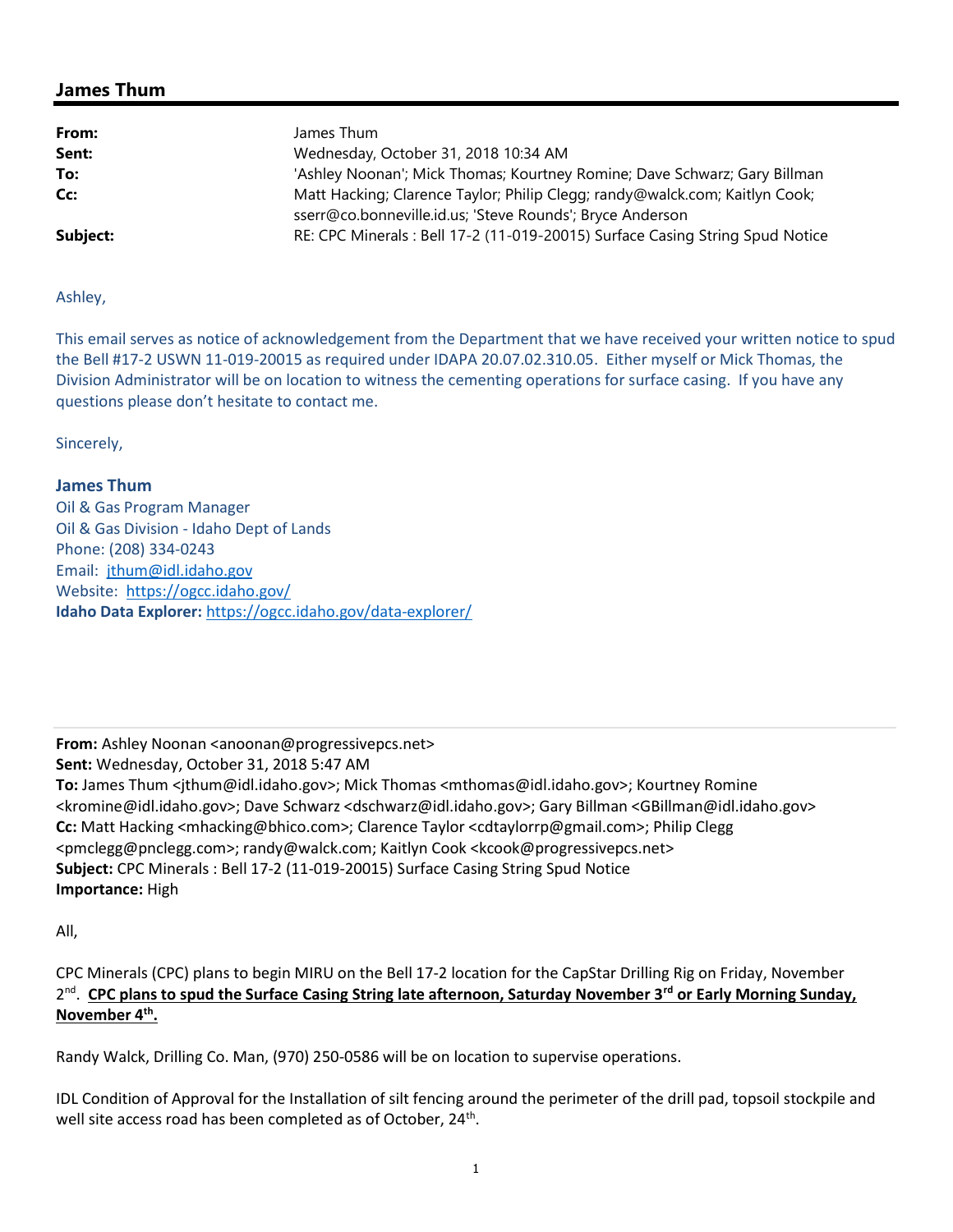## James Thum

**From:** James Thum
**Sent:** Wednesday, October 31, 2018 10:34 AM
**To:** 'Ashley Noonan'; Mick Thomas; Kourtney Romine; Dave Schwarz; Gary Billman
**Cc:** Matt Hacking; Clarence Taylor; Philip Clegg; randy@walck.com; Kaitlyn Cook; sserr@co.bonneville.id.us; 'Steve Rounds'; Bryce Anderson
**Subject:** RE: CPC Minerals : Bell 17-2 (11-019-20015) Surface Casing String Spud Notice

Ashley,

This email serves as notice of acknowledgement from the Department that we have received your written notice to spud the Bell #17-2 USWN 11-019-20015 as required under IDAPA 20.07.02.310.05. Either myself or Mick Thomas, the Division Administrator will be on location to witness the cementing operations for surface casing. If you have any questions please don't hesitate to contact me.

Sincerely,

**James Thum**
Oil & Gas Program Manager
Oil & Gas Division - Idaho Dept of Lands
Phone: (208) 334-0243
Email: jthum@idl.idaho.gov
Website: https://ogcc.idaho.gov/
**Idaho Data Explorer:** https://ogcc.idaho.gov/data-explorer/

---

**From:** Ashley Noonan <anoonan@progressivepcs.net>
**Sent:** Wednesday, October 31, 2018 5:47 AM
**To:** James Thum <jthum@idl.idaho.gov>; Mick Thomas <mthomas@idl.idaho.gov>; Kourtney Romine <kromine@idl.idaho.gov>; Dave Schwarz <dschwarz@idl.idaho.gov>; Gary Billman <GBillman@idl.idaho.gov>
**Cc:** Matt Hacking <mhacking@bhico.com>; Clarence Taylor <cdtaylorrp@gmail.com>; Philip Clegg <pmclegg@pnclegg.com>; randy@walck.com; Kaitlyn Cook <kcook@progressivepcs.net>
**Subject:** CPC Minerals : Bell 17-2 (11-019-20015) Surface Casing String Spud Notice
**Importance:** High

All,

CPC Minerals (CPC) plans to begin MIRU on the Bell 17-2 location for the CapStar Drilling Rig on Friday, November 2nd. **CPC plans to spud the Surface Casing String late afternoon, Saturday November 3rd or Early Morning Sunday, November 4th.**

Randy Walck, Drilling Co. Man, (970) 250-0586 will be on location to supervise operations.

IDL Condition of Approval for the Installation of silt fencing around the perimeter of the drill pad, topsoil stockpile and well site access road has been completed as of October, 24th.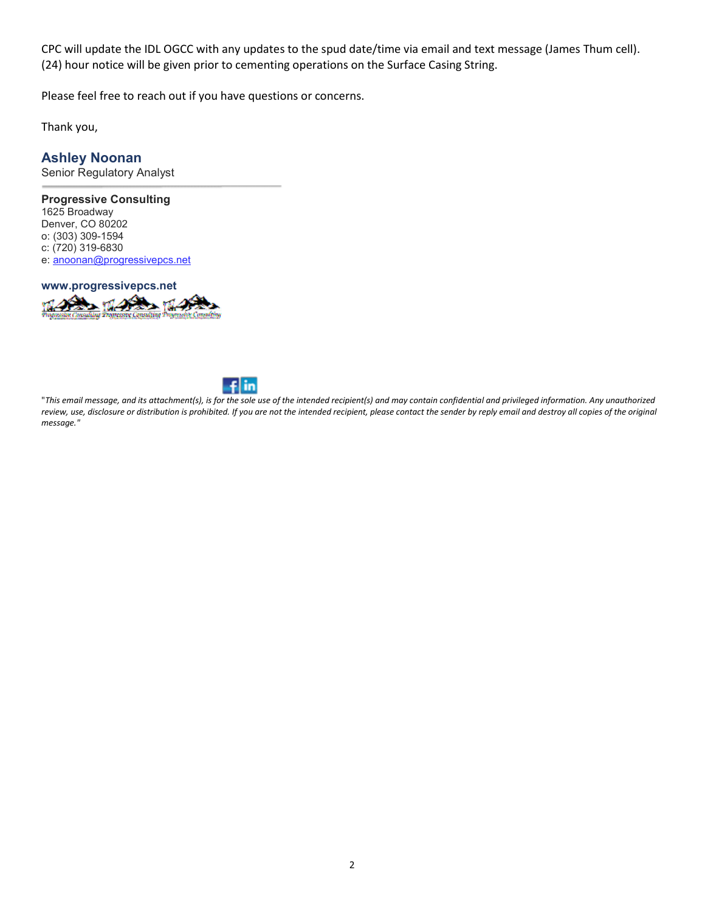CPC will update the IDL OGCC with any updates to the spud date/time via email and text message (James Thum cell). (24) hour notice will be given prior to cementing operations on the Surface Casing String.

Please feel free to reach out if you have questions or concerns.

Thank you,

**Ashley Noonan**
Senior Regulatory Analyst

**Progressive Consulting**
1625 Broadway
Denver, CO 80202
o: (303) 309-1594
c: (720) 319-6830
e: anoonan@progressivepcs.net

**www.progressivepcs.net**

*"This email message, and its attachment(s), is for the sole use of the intended recipient(s) and may contain confidential and privileged information. Any unauthorized review, use, disclosure or distribution is prohibited. If you are not the intended recipient, please contact the sender by reply email and destroy all copies of the original message."*